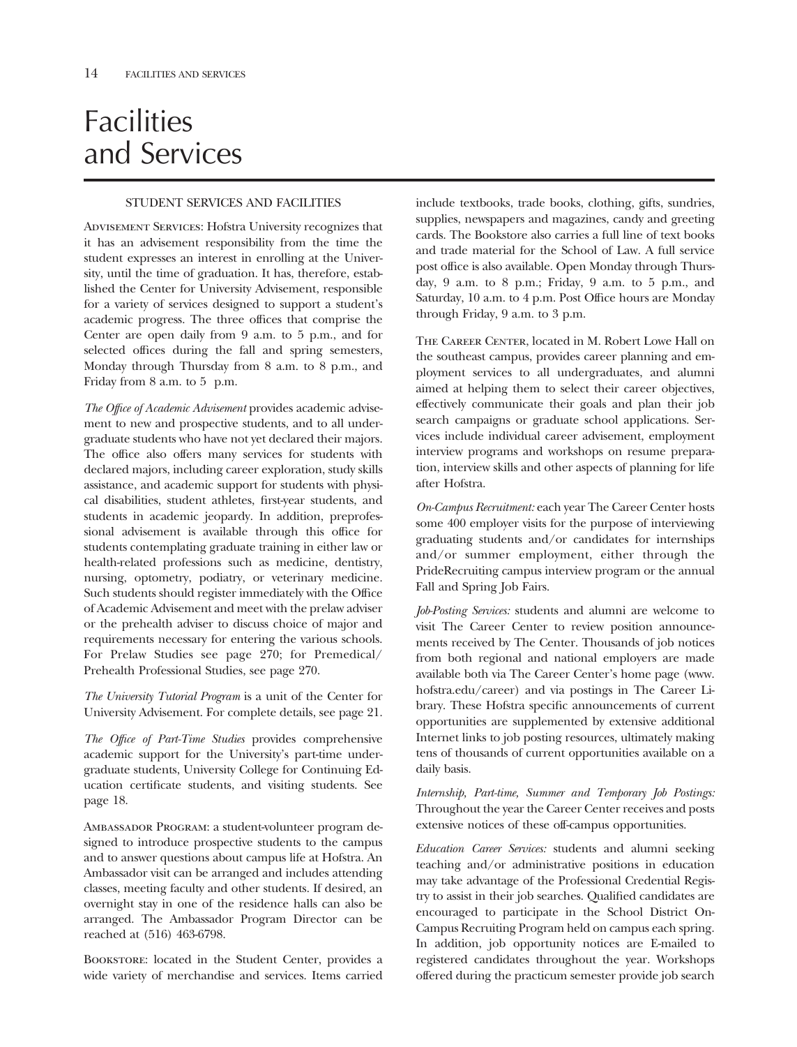# Facilities and Services

## STUDENT SERVICES AND FACILITIES

Advisement Services: Hofstra University recognizes that it has an advisement responsibility from the time the student expresses an interest in enrolling at the University, until the time of graduation. It has, therefore, established the Center for University Advisement, responsible for a variety of services designed to support a student's academic progress. The three offices that comprise the Center are open daily from 9 a.m. to 5 p.m., and for selected offices during the fall and spring semesters, Monday through Thursday from 8 a.m. to 8 p.m., and Friday from 8 a.m. to 5 p.m.

*The Office of Academic Advisement* provides academic advisement to new and prospective students, and to all undergraduate students who have not yet declared their majors. The office also offers many services for students with declared majors, including career exploration, study skills assistance, and academic support for students with physical disabilities, student athletes, first-year students, and students in academic jeopardy. In addition, preprofessional advisement is available through this office for students contemplating graduate training in either law or health-related professions such as medicine, dentistry, nursing, optometry, podiatry, or veterinary medicine. Such students should register immediately with the Office of Academic Advisement and meet with the prelaw adviser or the prehealth adviser to discuss choice of major and requirements necessary for entering the various schools. For Prelaw Studies see page 270; for Premedical/ Prehealth Professional Studies, see page 270.

*The University Tutorial Program* is a unit of the Center for University Advisement. For complete details, see page 21.

*The Office of Part-Time Studies* provides comprehensive academic support for the University's part-time undergraduate students, University College for Continuing Education certificate students, and visiting students. See page 18.

Ambassador Program: a student-volunteer program designed to introduce prospective students to the campus and to answer questions about campus life at Hofstra. An Ambassador visit can be arranged and includes attending classes, meeting faculty and other students. If desired, an overnight stay in one of the residence halls can also be arranged. The Ambassador Program Director can be reached at (516) 463-6798.

Bookstore: located in the Student Center, provides a wide variety of merchandise and services. Items carried include textbooks, trade books, clothing, gifts, sundries, supplies, newspapers and magazines, candy and greeting cards. The Bookstore also carries a full line of text books and trade material for the School of Law. A full service post office is also available. Open Monday through Thursday, 9 a.m. to 8 p.m.; Friday, 9 a.m. to 5 p.m., and Saturday, 10 a.m. to 4 p.m. Post Office hours are Monday through Friday, 9 a.m. to 3 p.m.

The Career Center, located in M. Robert Lowe Hall on the southeast campus, provides career planning and employment services to all undergraduates, and alumni aimed at helping them to select their career objectives, effectively communicate their goals and plan their job search campaigns or graduate school applications. Services include individual career advisement, employment interview programs and workshops on resume preparation, interview skills and other aspects of planning for life after Hofstra.

*On-Campus Recruitment:* each year The Career Center hosts some 400 employer visits for the purpose of interviewing graduating students and/or candidates for internships and/or summer employment, either through the PrideRecruiting campus interview program or the annual Fall and Spring Job Fairs.

*Job-Posting Services:* students and alumni are welcome to visit The Career Center to review position announcements received by The Center. Thousands of job notices from both regional and national employers are made available both via The Career Center's home page (www.hofstra.edu/career) and via postings in The Career Library. These Hofstra specific announcements of current opportunities are supplemented by extensive additional Internet links to job posting resources, ultimately making tens of thousands of current opportunities available on a daily basis.

*Internship, Part-time, Summer and Temporary Job Postings:* Throughout the year the Career Center receives and posts extensive notices of these off-campus opportunities.

*Education Career Services:* students and alumni seeking teaching and/or administrative positions in education may take advantage of the Professional Credential Registry to assist in their job searches. Qualified candidates are encouraged to participate in the School District On-Campus Recruiting Program held on campus each spring. In addition, job opportunity notices are E-mailed to registered candidates throughout the year. Workshops offered during the practicum semester provide job search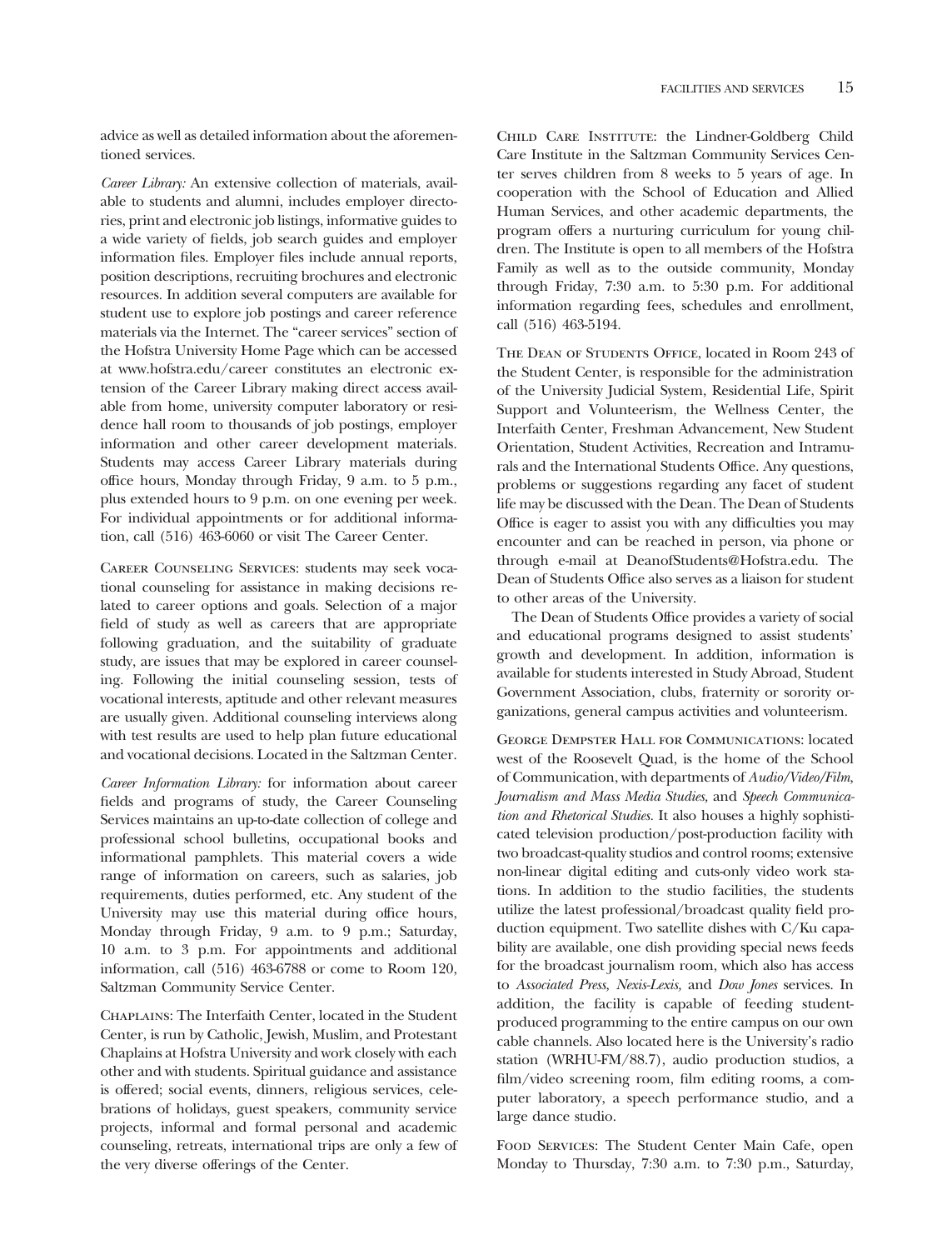advice as well as detailed information about the aforementioned services.

*Career Library:* An extensive collection of materials, available to students and alumni, includes employer directories, print and electronic job listings, informative guides to a wide variety of fields, job search guides and employer information files. Employer files include annual reports, position descriptions, recruiting brochures and electronic resources. In addition several computers are available for student use to explore job postings and career reference materials via the Internet. The "career services" section of the Hofstra University Home Page which can be accessed at www.hofstra.edu/career constitutes an electronic extension of the Career Library making direct access available from home, university computer laboratory or residence hall room to thousands of job postings, employer information and other career development materials. Students may access Career Library materials during office hours, Monday through Friday, 9 a.m. to 5 p.m., plus extended hours to 9 p.m. on one evening per week. For individual appointments or for additional information, call (516) 463-6060 or visit The Career Center.

Career Counseling Services: students may seek vocational counseling for assistance in making decisions related to career options and goals. Selection of a major field of study as well as careers that are appropriate following graduation, and the suitability of graduate study, are issues that may be explored in career counseling. Following the initial counseling session, tests of vocational interests, aptitude and other relevant measures are usually given. Additional counseling interviews along with test results are used to help plan future educational and vocational decisions. Located in the Saltzman Center.

*Career Information Library:* for information about career fields and programs of study, the Career Counseling Services maintains an up-to-date collection of college and professional school bulletins, occupational books and informational pamphlets. This material covers a wide range of information on careers, such as salaries, job requirements, duties performed, etc. Any student of the University may use this material during office hours, Monday through Friday, 9 a.m. to 9 p.m.; Saturday, 10 a.m. to 3 p.m. For appointments and additional information, call (516) 463-6788 or come to Room 120, Saltzman Community Service Center.

Chaplains: The Interfaith Center, located in the Student Center, is run by Catholic, Jewish, Muslim, and Protestant Chaplains at Hofstra University and work closely with each other and with students. Spiritual guidance and assistance is offered; social events, dinners, religious services, celebrations of holidays, guest speakers, community service projects, informal and formal personal and academic counseling, retreats, international trips are only a few of the very diverse offerings of the Center.

Child Care Institute: the Lindner-Goldberg Child Care Institute in the Saltzman Community Services Center serves children from 8 weeks to 5 years of age. In cooperation with the School of Education and Allied Human Services, and other academic departments, the program offers a nurturing curriculum for young children. The Institute is open to all members of the Hofstra Family as well as to the outside community, Monday through Friday, 7:30 a.m. to 5:30 p.m. For additional information regarding fees, schedules and enrollment, call (516) 463-5194.

The Dean of Students Office, located in Room 243 of the Student Center, is responsible for the administration of the University Judicial System, Residential Life, Spirit Support and Volunteerism, the Wellness Center, the Interfaith Center, Freshman Advancement, New Student Orientation, Student Activities, Recreation and Intramurals and the International Students Office. Any questions, problems or suggestions regarding any facet of student life may be discussed with the Dean. The Dean of Students Office is eager to assist you with any difficulties you may encounter and can be reached in person, via phone or through e-mail at DeanofStudents@Hofstra.edu. The Dean of Students Office also serves as a liaison for student to other areas of the University.

The Dean of Students Office provides a variety of social and educational programs designed to assist students' growth and development. In addition, information is available for students interested in Study Abroad, Student Government Association, clubs, fraternity or sorority organizations, general campus activities and volunteerism.

George Dempster Hall for Communications: located west of the Roosevelt Quad, is the home of the School of Communication, with departments of *Audio/Video/Film, Journalism and Mass Media Studies,* and *Speech Communication and Rhetorical Studies.* It also houses a highly sophisticated television production/post-production facility with two broadcast-quality studios and control rooms; extensive non-linear digital editing and cuts-only video work stations. In addition to the studio facilities, the students utilize the latest professional/broadcast quality field production equipment. Two satellite dishes with C/Ku capability are available, one dish providing special news feeds for the broadcast journalism room, which also has access to *Associated Press, Nexis-Lexis,* and *Dow Jones* services. In addition, the facility is capable of feeding student-produced programming to the entire campus on our own cable channels. Also located here is the University's radio station (WRHU-FM/88.7), audio production studios, a film/video screening room, film editing rooms, a computer laboratory, a speech performance studio, and a large dance studio.

Food Services: The Student Center Main Cafe, open Monday to Thursday, 7:30 a.m. to 7:30 p.m., Saturday,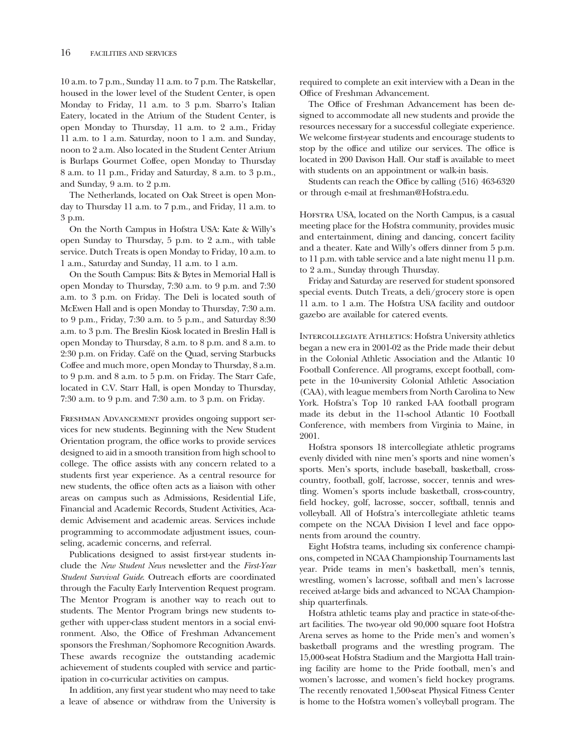10 a.m. to 7 p.m., Sunday 11 a.m. to 7 p.m. The Ratskellar, housed in the lower level of the Student Center, is open Monday to Friday, 11 a.m. to 3 p.m. Sbarro's Italian Eatery, located in the Atrium of the Student Center, is open Monday to Thursday, 11 a.m. to 2 a.m., Friday 11 a.m. to 1 a.m. Saturday, noon to 1 a.m. and Sunday, noon to 2 a.m. Also located in the Student Center Atrium is Burlaps Gourmet Coffee, open Monday to Thursday 8 a.m. to 11 p.m., Friday and Saturday, 8 a.m. to 3 p.m., and Sunday, 9 a.m. to 2 p.m.

The Netherlands, located on Oak Street is open Monday to Thursday 11 a.m. to 7 p.m., and Friday, 11 a.m. to 3 p.m.

On the North Campus in Hofstra USA: Kate & Willy's open Sunday to Thursday, 5 p.m. to 2 a.m., with table service. Dutch Treats is open Monday to Friday, 10 a.m. to 1 a.m., Saturday and Sunday, 11 a.m. to 1 a.m.

On the South Campus: Bits & Bytes in Memorial Hall is open Monday to Thursday, 7:30 a.m. to 9 p.m. and 7:30 a.m. to 3 p.m. on Friday. The Deli is located south of McEwen Hall and is open Monday to Thursday, 7:30 a.m. to 9 p.m., Friday, 7:30 a.m. to 5 p.m., and Saturday 8:30 a.m. to 3 p.m. The Breslin Kiosk located in Breslin Hall is open Monday to Thursday, 8 a.m. to 8 p.m. and 8 a.m. to 2:30 p.m. on Friday. Café on the Quad, serving Starbucks Coffee and much more, open Monday to Thursday, 8 a.m. to 9 p.m. and 8 a.m. to 5 p.m. on Friday. The Starr Cafe, located in C.V. Starr Hall, is open Monday to Thursday, 7:30 a.m. to 9 p.m. and 7:30 a.m. to 3 p.m. on Friday.

Freshman Advancement provides ongoing support services for new students. Beginning with the New Student Orientation program, the office works to provide services designed to aid in a smooth transition from high school to college. The office assists with any concern related to a students first year experience. As a central resource for new students, the office often acts as a liaison with other areas on campus such as Admissions, Residential Life, Financial and Academic Records, Student Activities, Academic Advisement and academic areas. Services include programming to accommodate adjustment issues, counseling, academic concerns, and referral.

Publications designed to assist first-year students include the *New Student News* newsletter and the *First-Year Student Survival Guide*. Outreach efforts are coordinated through the Faculty Early Intervention Request program. The Mentor Program is another way to reach out to students. The Mentor Program brings new students together with upper-class student mentors in a social environment. Also, the Office of Freshman Advancement sponsors the Freshman/Sophomore Recognition Awards. These awards recognize the outstanding academic achievement of students coupled with service and participation in co-curricular activities on campus.

In addition, any first year student who may need to take a leave of absence or withdraw from the University is required to complete an exit interview with a Dean in the Office of Freshman Advancement.

The Office of Freshman Advancement has been designed to accommodate all new students and provide the resources necessary for a successful collegiate experience. We welcome first-year students and encourage students to stop by the office and utilize our services. The office is located in 200 Davison Hall. Our staff is available to meet with students on an appointment or walk-in basis.

Students can reach the Office by calling (516) 463-6320 or through e-mail at freshman@Hofstra.edu.

Hofstra USA, located on the North Campus, is a casual meeting place for the Hofstra community, provides music and entertainment, dining and dancing, concert facility and a theater. Kate and Willy's offers dinner from 5 p.m. to 11 p.m. with table service and a late night menu 11 p.m. to 2 a.m., Sunday through Thursday.

Friday and Saturday are reserved for student sponsored special events. Dutch Treats, a deli/grocery store is open 11 a.m. to 1 a.m. The Hofstra USA facility and outdoor gazebo are available for catered events.

Intercollegiate Athletics: Hofstra University athletics began a new era in 2001-02 as the Pride made their debut in the Colonial Athletic Association and the Atlantic 10 Football Conference. All programs, except football, compete in the 10-university Colonial Athletic Association (CAA), with league members from North Carolina to New York. Hofstra's Top 10 ranked I-AA football program made its debut in the 11-school Atlantic 10 Football Conference, with members from Virginia to Maine, in 2001.

Hofstra sponsors 18 intercollegiate athletic programs evenly divided with nine men's sports and nine women's sports. Men's sports, include baseball, basketball, cross-country, football, golf, lacrosse, soccer, tennis and wrestling. Women's sports include basketball, cross-country, field hockey, golf, lacrosse, soccer, softball, tennis and volleyball. All of Hofstra's intercollegiate athletic teams compete on the NCAA Division I level and face opponents from around the country.

Eight Hofstra teams, including six conference champions, competed in NCAA Championship Tournaments last year. Pride teams in men's basketball, men's tennis, wrestling, women's lacrosse, softball and men's lacrosse received at-large bids and advanced to NCAA Championship quarterfinals.

Hofstra athletic teams play and practice in state-of-the-art facilities. The two-year old 90,000 square foot Hofstra Arena serves as home to the Pride men's and women's basketball programs and the wrestling program. The 15,000-seat Hofstra Stadium and the Margiotta Hall training facility are home to the Pride football, men's and women's lacrosse, and women's field hockey programs. The recently renovated 1,500-seat Physical Fitness Center is home to the Hofstra women's volleyball program. The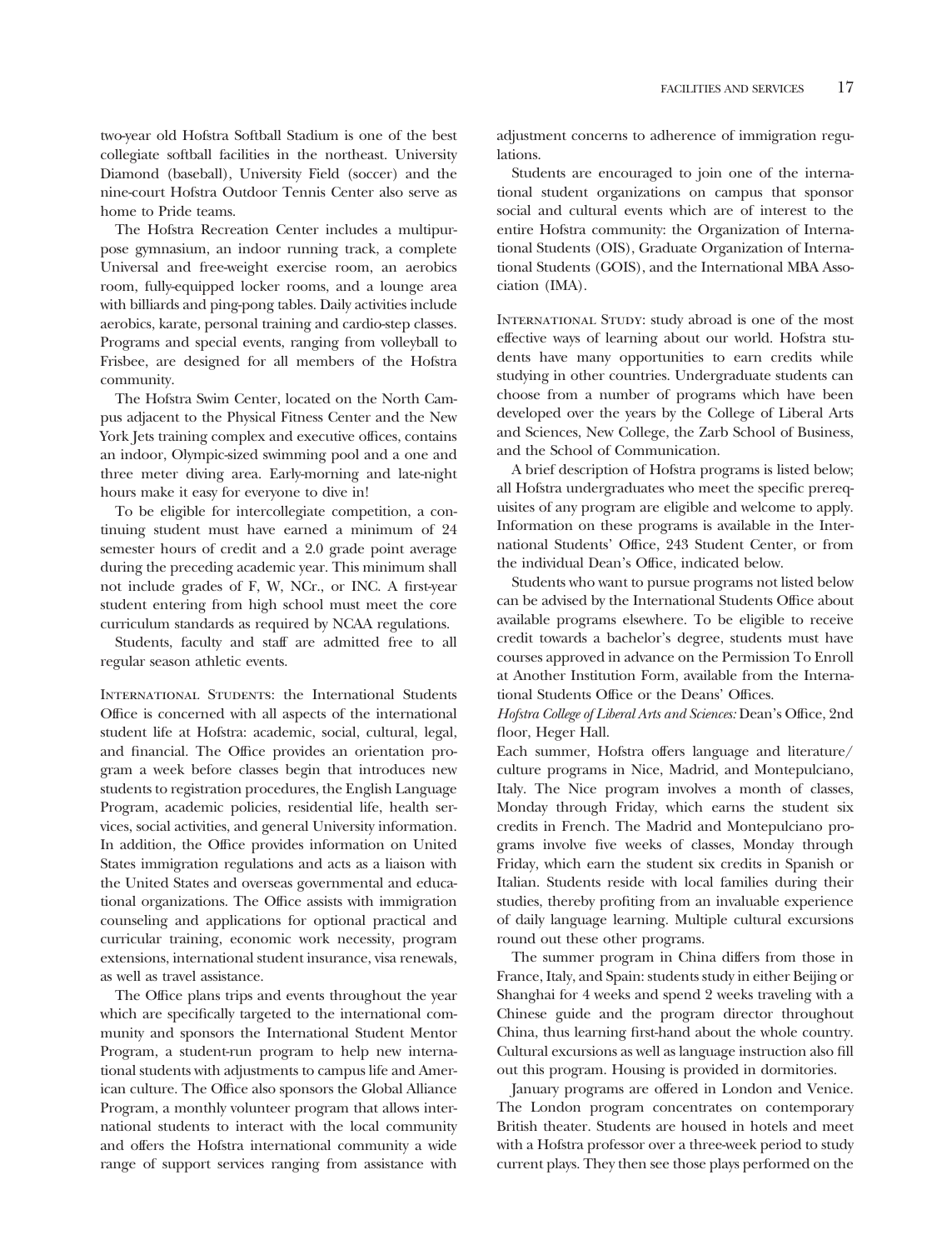two-year old Hofstra Softball Stadium is one of the best collegiate softball facilities in the northeast. University Diamond (baseball), University Field (soccer) and the nine-court Hofstra Outdoor Tennis Center also serve as home to Pride teams.

The Hofstra Recreation Center includes a multipurpose gymnasium, an indoor running track, a complete Universal and free-weight exercise room, an aerobics room, fully-equipped locker rooms, and a lounge area with billiards and ping-pong tables. Daily activities include aerobics, karate, personal training and cardio-step classes. Programs and special events, ranging from volleyball to Frisbee, are designed for all members of the Hofstra community.

The Hofstra Swim Center, located on the North Campus adjacent to the Physical Fitness Center and the New York Jets training complex and executive offices, contains an indoor, Olympic-sized swimming pool and a one and three meter diving area. Early-morning and late-night hours make it easy for everyone to dive in!

To be eligible for intercollegiate competition, a continuing student must have earned a minimum of 24 semester hours of credit and a 2.0 grade point average during the preceding academic year. This minimum shall not include grades of F, W, NCr., or INC. A first-year student entering from high school must meet the core curriculum standards as required by NCAA regulations.

Students, faculty and staff are admitted free to all regular season athletic events.

INTERNATIONAL STUDENTS: the International Students Office is concerned with all aspects of the international student life at Hofstra: academic, social, cultural, legal, and financial. The Office provides an orientation program a week before classes begin that introduces new students to registration procedures, the English Language Program, academic policies, residential life, health services, social activities, and general University information. In addition, the Office provides information on United States immigration regulations and acts as a liaison with the United States and overseas governmental and educational organizations. The Office assists with immigration counseling and applications for optional practical and curricular training, economic work necessity, program extensions, international student insurance, visa renewals, as well as travel assistance.

The Office plans trips and events throughout the year which are specifically targeted to the international community and sponsors the International Student Mentor Program, a student-run program to help new international students with adjustments to campus life and American culture. The Office also sponsors the Global Alliance Program, a monthly volunteer program that allows international students to interact with the local community and offers the Hofstra international community a wide range of support services ranging from assistance with adjustment concerns to adherence of immigration regulations.

Students are encouraged to join one of the international student organizations on campus that sponsor social and cultural events which are of interest to the entire Hofstra community: the Organization of International Students (OIS), Graduate Organization of International Students (GOIS), and the International MBA Association (IMA).

INTERNATIONAL STUDY: study abroad is one of the most effective ways of learning about our world. Hofstra students have many opportunities to earn credits while studying in other countries. Undergraduate students can choose from a number of programs which have been developed over the years by the College of Liberal Arts and Sciences, New College, the Zarb School of Business, and the School of Communication.

A brief description of Hofstra programs is listed below; all Hofstra undergraduates who meet the specific prerequisites of any program are eligible and welcome to apply. Information on these programs is available in the International Students' Office, 243 Student Center, or from the individual Dean's Office, indicated below.

Students who want to pursue programs not listed below can be advised by the International Students Office about available programs elsewhere. To be eligible to receive credit towards a bachelor's degree, students must have courses approved in advance on the Permission To Enroll at Another Institution Form, available from the International Students Office or the Deans' Offices.

*Hofstra College of Liberal Arts and Sciences:* Dean's Office, 2nd floor, Heger Hall.

Each summer, Hofstra offers language and literature/culture programs in Nice, Madrid, and Montepulciano, Italy. The Nice program involves a month of classes, Monday through Friday, which earns the student six credits in French. The Madrid and Montepulciano programs involve five weeks of classes, Monday through Friday, which earn the student six credits in Spanish or Italian. Students reside with local families during their studies, thereby profiting from an invaluable experience of daily language learning. Multiple cultural excursions round out these other programs.

The summer program in China differs from those in France, Italy, and Spain: students study in either Beijing or Shanghai for 4 weeks and spend 2 weeks traveling with a Chinese guide and the program director throughout China, thus learning first-hand about the whole country. Cultural excursions as well as language instruction also fill out this program. Housing is provided in dormitories.

January programs are offered in London and Venice. The London program concentrates on contemporary British theater. Students are housed in hotels and meet with a Hofstra professor over a three-week period to study current plays. They then see those plays performed on the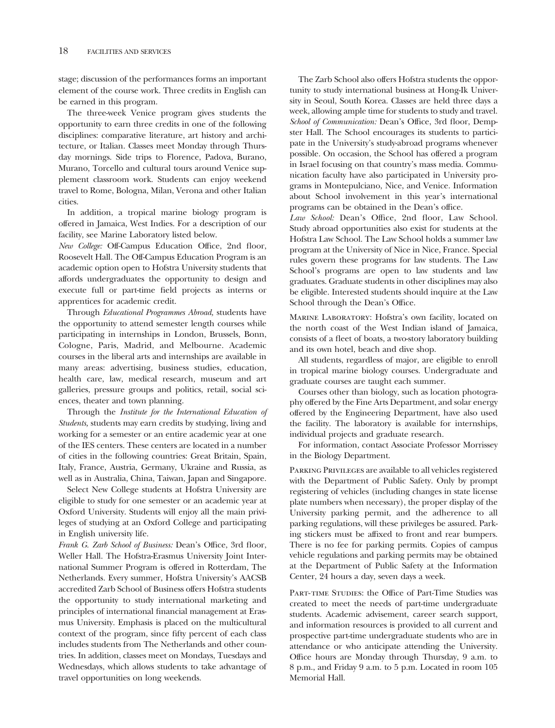stage; discussion of the performances forms an important element of the course work. Three credits in English can be earned in this program.

The three-week Venice program gives students the opportunity to earn three credits in one of the following disciplines: comparative literature, art history and architecture, or Italian. Classes meet Monday through Thursday mornings. Side trips to Florence, Padova, Burano, Murano, Torcello and cultural tours around Venice supplement classroom work. Students can enjoy weekend travel to Rome, Bologna, Milan, Verona and other Italian cities.

In addition, a tropical marine biology program is offered in Jamaica, West Indies. For a description of our facility, see Marine Laboratory listed below.

*New College:* Off-Campus Education Office, 2nd floor, Roosevelt Hall. The Off-Campus Education Program is an academic option open to Hofstra University students that affords undergraduates the opportunity to design and execute full or part-time field projects as interns or apprentices for academic credit.

Through *Educational Programmes Abroad,* students have the opportunity to attend semester length courses while participating in internships in London, Brussels, Bonn, Cologne, Paris, Madrid, and Melbourne. Academic courses in the liberal arts and internships are available in many areas: advertising, business studies, education, health care, law, medical research, museum and art galleries, pressure groups and politics, retail, social sciences, theater and town planning.

Through the *Institute for the International Education of Students,* students may earn credits by studying, living and working for a semester or an entire academic year at one of the IES centers. These centers are located in a number of cities in the following countries: Great Britain, Spain, Italy, France, Austria, Germany, Ukraine and Russia, as well as in Australia, China, Taiwan, Japan and Singapore.

Select New College students at Hofstra University are eligible to study for one semester or an academic year at Oxford University. Students will enjoy all the main privileges of studying at an Oxford College and participating in English university life.

*Frank G. Zarb School of Business:* Dean's Office, 3rd floor, Weller Hall. The Hofstra-Erasmus University Joint International Summer Program is offered in Rotterdam, The Netherlands. Every summer, Hofstra University's AACSB accredited Zarb School of Business offers Hofstra students the opportunity to study international marketing and principles of international financial management at Erasmus University. Emphasis is placed on the multicultural context of the program, since fifty percent of each class includes students from The Netherlands and other countries. In addition, classes meet on Mondays, Tuesdays and Wednesdays, which allows students to take advantage of travel opportunities on long weekends.

The Zarb School also offers Hofstra students the opportunity to study international business at Hong-Ik University in Seoul, South Korea. Classes are held three days a week, allowing ample time for students to study and travel.

*School of Communication:* Dean's Office, 3rd floor, Dempster Hall. The School encourages its students to participate in the University's study-abroad programs whenever possible. On occasion, the School has offered a program in Israel focusing on that country's mass media. Communication faculty have also participated in University programs in Montepulciano, Nice, and Venice. Information about School involvement in this year's international programs can be obtained in the Dean's office.

*Law School:* Dean's Office, 2nd floor, Law School. Study abroad opportunities also exist for students at the Hofstra Law School. The Law School holds a summer law program at the University of Nice in Nice, France. Special rules govern these programs for law students. The Law School's programs are open to law students and law graduates. Graduate students in other disciplines may also be eligible. Interested students should inquire at the Law School through the Dean's Office.

Marine Laboratory: Hofstra's own facility, located on the north coast of the West Indian island of Jamaica, consists of a fleet of boats, a two-story laboratory building and its own hotel, beach and dive shop.

All students, regardless of major, are eligible to enroll in tropical marine biology courses. Undergraduate and graduate courses are taught each summer.

Courses other than biology, such as location photography offered by the Fine Arts Department, and solar energy offered by the Engineering Department, have also used the facility. The laboratory is available for internships, individual projects and graduate research.

For information, contact Associate Professor Morrissey in the Biology Department.

Parking Privileges are available to all vehicles registered with the Department of Public Safety. Only by prompt registering of vehicles (including changes in state license plate numbers when necessary), the proper display of the University parking permit, and the adherence to all parking regulations, will these privileges be assured. Parking stickers must be affixed to front and rear bumpers. There is no fee for parking permits. Copies of campus vehicle regulations and parking permits may be obtained at the Department of Public Safety at the Information Center, 24 hours a day, seven days a week.

Part-time Studies: the Office of Part-Time Studies was created to meet the needs of part-time undergraduate students. Academic advisement, career search support, and information resources is provided to all current and prospective part-time undergraduate students who are in attendance or who anticipate attending the University. Office hours are Monday through Thursday, 9 a.m. to 8 p.m., and Friday 9 a.m. to 5 p.m. Located in room 105 Memorial Hall.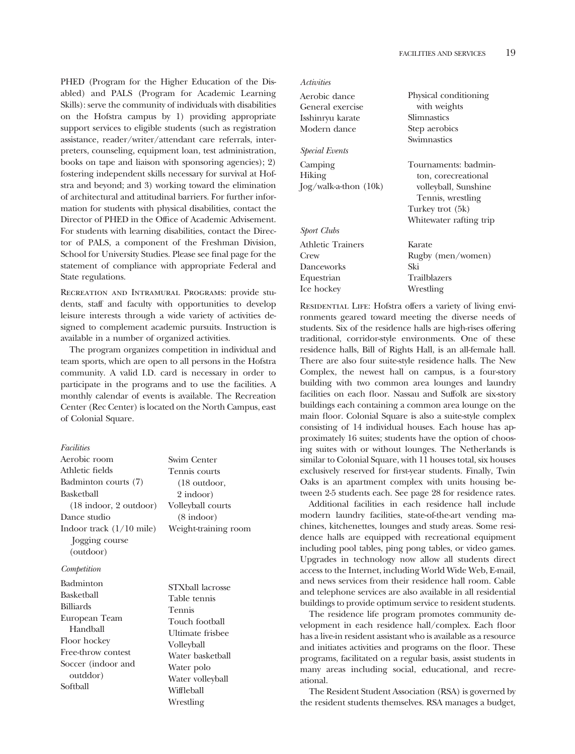PHED (Program for the Higher Education of the Disabled) and PALS (Program for Academic Learning Skills): serve the community of individuals with disabilities on the Hofstra campus by 1) providing appropriate support services to eligible students (such as registration assistance, reader/writer/attendant care referrals, interpreters, counseling, equipment loan, test administration, books on tape and liaison with sponsoring agencies); 2) fostering independent skills necessary for survival at Hofstra and beyond; and 3) working toward the elimination of architectural and attitudinal barriers. For further information for students with physical disabilities, contact the Director of PHED in the Office of Academic Advisement. For students with learning disabilities, contact the Director of PALS, a component of the Freshman Division, School for University Studies. Please see final page for the statement of compliance with appropriate Federal and State regulations.

Recreation and Intramural Programs: provide students, staff and faculty with opportunities to develop leisure interests through a wide variety of activities designed to complement academic pursuits. Instruction is available in a number of organized activities.

The program organizes competition in individual and team sports, which are open to all persons in the Hofstra community. A valid I.D. card is necessary in order to participate in the programs and to use the facilities. A monthly calendar of events is available. The Recreation Center (Rec Center) is located on the North Campus, east of Colonial Square.

*Facilities*

- Aerobic room
- Athletic fields
- Badminton courts (7)
- Basketball (18 indoor, 2 outdoor)
- Dance studio
- Indoor track (1/10 mile)
- Jogging course (outdoor)
- Swim Center
- Tennis courts (18 outdoor, 2 indoor)
- Volleyball courts (8 indoor)
- Weight-training room

*Competition*

- Badminton
- Basketball
- Billiards
- European Team Handball
- Floor hockey
- Free-throw contest
- Soccer (indoor and outddor)
- Softball
- STXball lacrosse
- Table tennis
- Tennis
- Touch football
- Ultimate frisbee
- Volleyball
- Water basketball
- Water polo
- Water volleyball
- Wiffleball
- Wrestling

*Activities*

- Aerobic dance
- General exercise
- Isshinryu karate
- Modern dance
- Physical conditioning with weights
- Slimnastics
- Step aerobics
- Swimnastics

*Special Events*

- Camping
- Hiking
- Jog/walk-a-thon (10k)
- Tournaments: badminton, corecreational volleyball, Sunshine Tennis, wrestling
- Turkey trot (5k)
- Whitewater rafting trip

*Sport Clubs*

- Athletic Trainers
- Crew
- Danceworks
- Equestrian
- Ice hockey
- Karate
- Rugby (men/women)
- Ski
- Trailblazers
- Wrestling

Residential Life: Hofstra offers a variety of living environments geared toward meeting the diverse needs of students. Six of the residence halls are high-rises offering traditional, corridor-style environments. One of these residence halls, Bill of Rights Hall, is an all-female hall. There are also four suite-style residence halls. The New Complex, the newest hall on campus, is a four-story building with two common area lounges and laundry facilities on each floor. Nassau and Suffolk are six-story buildings each containing a common area lounge on the main floor. Colonial Square is also a suite-style complex consisting of 14 individual houses. Each house has approximately 16 suites; students have the option of choosing suites with or without lounges. The Netherlands is similar to Colonial Square, with 11 houses total, six houses exclusively reserved for first-year students. Finally, Twin Oaks is an apartment complex with units housing between 2-5 students each. See page 28 for residence rates.

Additional facilities in each residence hall include modern laundry facilities, state-of-the-art vending machines, kitchenettes, lounges and study areas. Some residence halls are equipped with recreational equipment including pool tables, ping pong tables, or video games. Upgrades in technology now allow all students direct access to the Internet, including World Wide Web, E-mail, and news services from their residence hall room. Cable and telephone services are also available in all residential buildings to provide optimum service to resident students.

The residence life program promotes community development in each residence hall/complex. Each floor has a live-in resident assistant who is available as a resource and initiates activities and programs on the floor. These programs, facilitated on a regular basis, assist students in many areas including social, educational, and recreational.

The Resident Student Association (RSA) is governed by the resident students themselves. RSA manages a budget,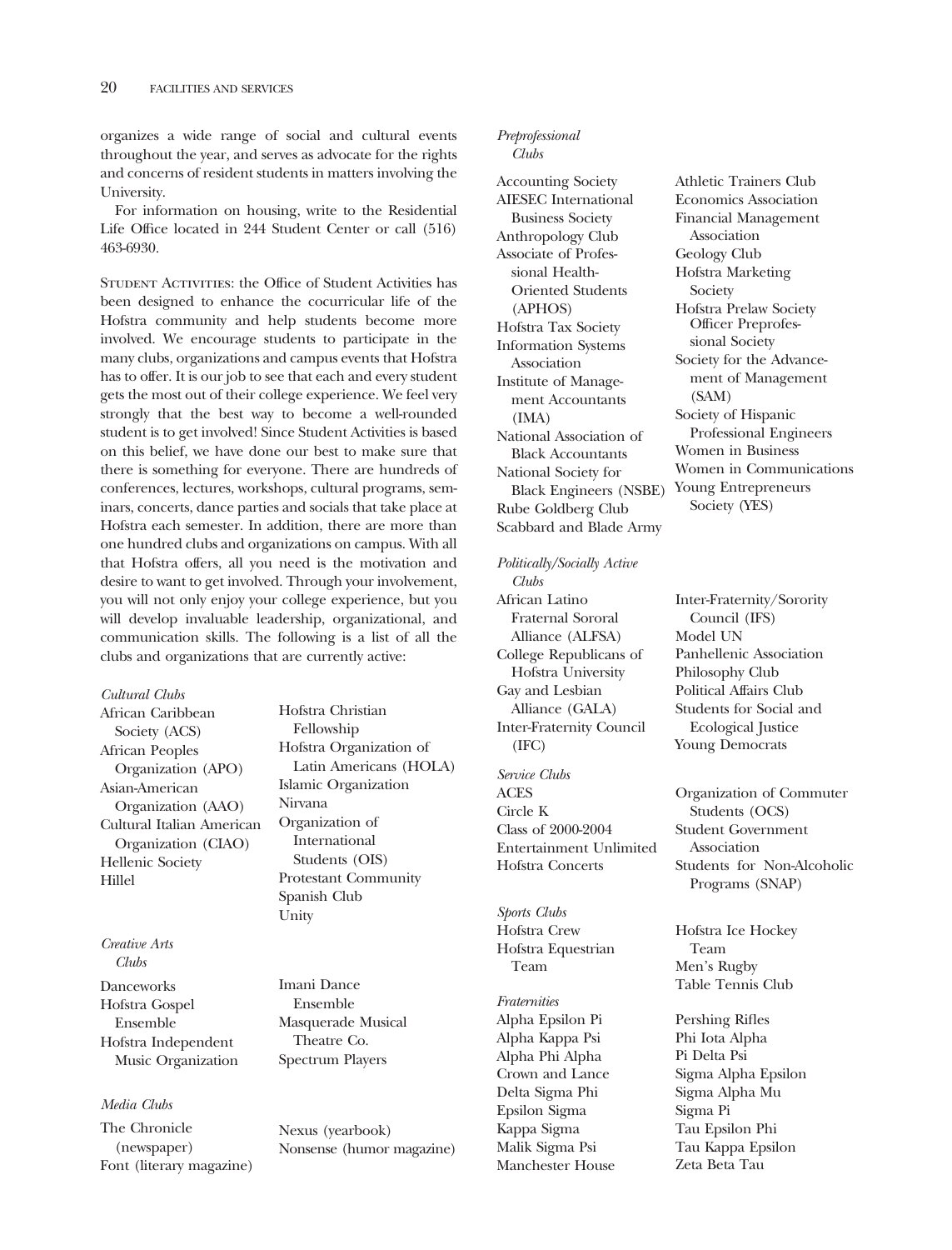organizes a wide range of social and cultural events throughout the year, and serves as advocate for the rights and concerns of resident students in matters involving the University.

For information on housing, write to the Residential Life Office located in 244 Student Center or call (516) 463-6930.

STUDENT ACTIVITIES: the Office of Student Activities has been designed to enhance the cocurricular life of the Hofstra community and help students become more involved. We encourage students to participate in the many clubs, organizations and campus events that Hofstra has to offer. It is our job to see that each and every student gets the most out of their college experience. We feel very strongly that the best way to become a well-rounded student is to get involved! Since Student Activities is based on this belief, we have done our best to make sure that there is something for everyone. There are hundreds of conferences, lectures, workshops, cultural programs, seminars, concerts, dance parties and socials that take place at Hofstra each semester. In addition, there are more than one hundred clubs and organizations on campus. With all that Hofstra offers, all you need is the motivation and desire to want to get involved. Through your involvement, you will not only enjoy your college experience, but you will develop invaluable leadership, organizational, and communication skills. The following is a list of all the clubs and organizations that are currently active:

*Cultural Clubs*

African Caribbean Society (ACS)
African Peoples Organization (APO)
Asian-American Organization (AAO)
Cultural Italian American Organization (CIAO)
Hellenic Society
Hillel
Hofstra Christian Fellowship
Hofstra Organization of Latin Americans (HOLA)
Islamic Organization
Nirvana
Organization of International Students (OIS)
Protestant Community
Spanish Club
Unity

*Creative Arts Clubs*

Danceworks
Hofstra Gospel Ensemble
Hofstra Independent Music Organization
Imani Dance Ensemble
Masquerade Musical Theatre Co.
Spectrum Players

*Media Clubs*

The Chronicle (newspaper)
Font (literary magazine)
Nexus (yearbook)
Nonsense (humor magazine)

*Preprofessional Clubs*

Accounting Society
AIESEC International Business Society
Anthropology Club
Associate of Professional Health-Oriented Students (APHOS)
Hofstra Tax Society
Information Systems Association
Institute of Management Accountants (IMA)
National Association of Black Accountants
National Society for Black Engineers (NSBE)
Rube Goldberg Club
Scabbard and Blade Army
Athletic Trainers Club
Economics Association
Financial Management Association
Geology Club
Hofstra Marketing Society
Hofstra Prelaw Society Officer Preprofessional Society
Society for the Advancement of Management (SAM)
Society of Hispanic Professional Engineers
Women in Business
Women in Communications
Young Entrepreneurs Society (YES)

*Politically/Socially Active Clubs*

African Latino Fraternal Sororal Alliance (ALFSA)
College Republicans of Hofstra University
Gay and Lesbian Alliance (GALA)
Inter-Fraternity Council (IFC)
Inter-Fraternity/Sorority Council (IFS)
Model UN
Panhellenic Association
Philosophy Club
Political Affairs Club
Students for Social and Ecological Justice
Young Democrats

*Service Clubs*

ACES
Circle K
Class of 2000-2004
Entertainment Unlimited
Hofstra Concerts
Organization of Commuter Students (OCS)
Student Government Association
Students for Non-Alcoholic Programs (SNAP)

*Sports Clubs*

Hofstra Crew
Hofstra Equestrian Team
Hofstra Ice Hockey Team
Men's Rugby
Table Tennis Club

*Fraternities*

Alpha Epsilon Pi
Alpha Kappa Psi
Alpha Phi Alpha
Crown and Lance
Delta Sigma Phi
Epsilon Sigma
Kappa Sigma
Malik Sigma Psi
Manchester House
Pershing Rifles
Phi Iota Alpha
Pi Delta Psi
Sigma Alpha Epsilon
Sigma Alpha Mu
Sigma Pi
Tau Epsilon Phi
Tau Kappa Epsilon
Zeta Beta Tau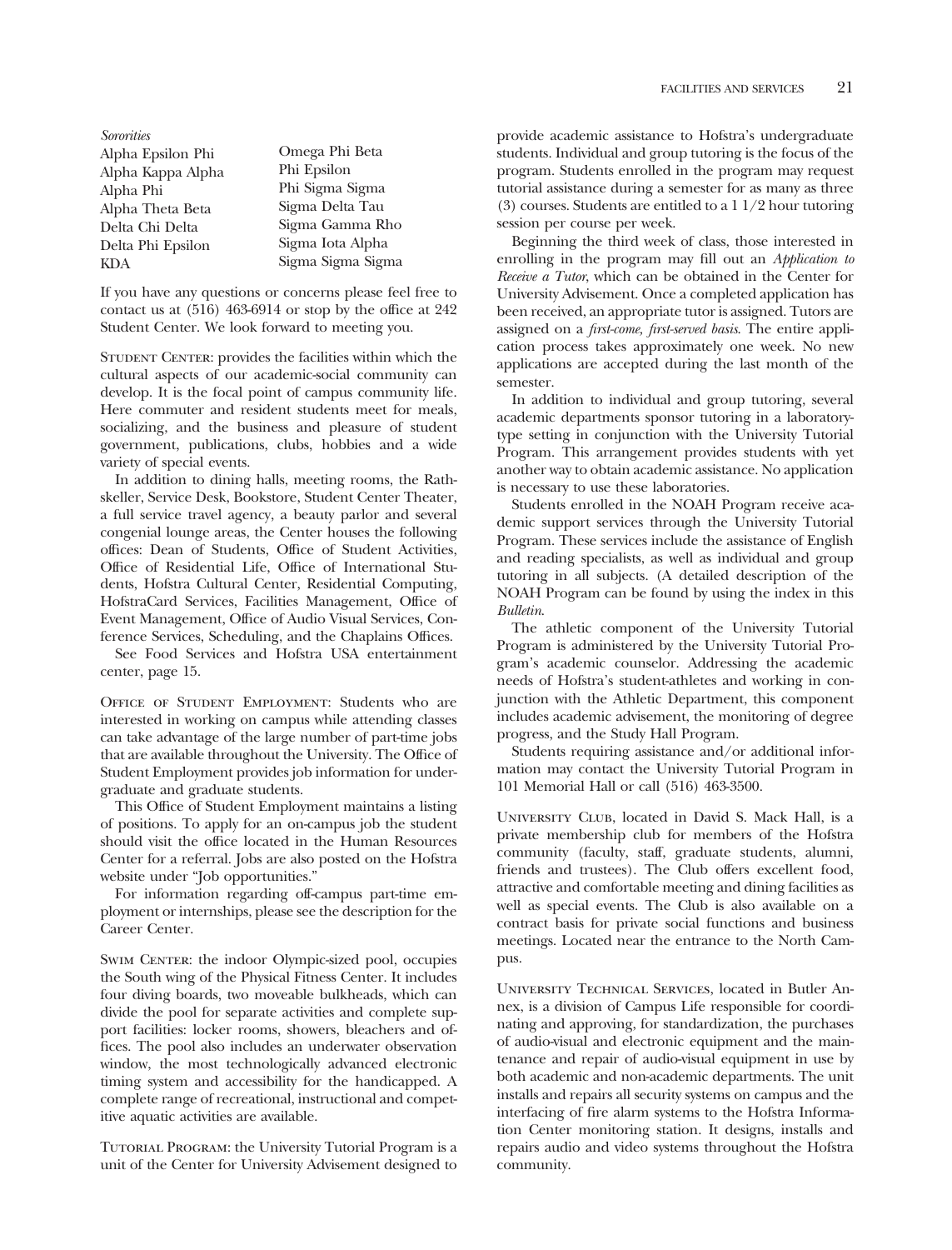*Sororities*

Alpha Epsilon Phi
Alpha Kappa Alpha
Alpha Phi
Alpha Theta Beta
Delta Chi Delta
Delta Phi Epsilon
KDA
Omega Phi Beta
Phi Epsilon
Phi Sigma Sigma
Sigma Delta Tau
Sigma Gamma Rho
Sigma Iota Alpha
Sigma Sigma Sigma

If you have any questions or concerns please feel free to contact us at (516) 463-6914 or stop by the office at 242 Student Center. We look forward to meeting you.

STUDENT CENTER: provides the facilities within which the cultural aspects of our academic-social community can develop. It is the focal point of campus community life. Here commuter and resident students meet for meals, socializing, and the business and pleasure of student government, publications, clubs, hobbies and a wide variety of special events.

In addition to dining halls, meeting rooms, the Rathskeller, Service Desk, Bookstore, Student Center Theater, a full service travel agency, a beauty parlor and several congenial lounge areas, the Center houses the following offices: Dean of Students, Office of Student Activities, Office of Residential Life, Office of International Students, Hofstra Cultural Center, Residential Computing, HofstraCard Services, Facilities Management, Office of Event Management, Office of Audio Visual Services, Conference Services, Scheduling, and the Chaplains Offices.

See Food Services and Hofstra USA entertainment center, page 15.

OFFICE OF STUDENT EMPLOYMENT: Students who are interested in working on campus while attending classes can take advantage of the large number of part-time jobs that are available throughout the University. The Office of Student Employment provides job information for undergraduate and graduate students.

This Office of Student Employment maintains a listing of positions. To apply for an on-campus job the student should visit the office located in the Human Resources Center for a referral. Jobs are also posted on the Hofstra website under "Job opportunities."

For information regarding off-campus part-time employment or internships, please see the description for the Career Center.

SWIM CENTER: the indoor Olympic-sized pool, occupies the South wing of the Physical Fitness Center. It includes four diving boards, two moveable bulkheads, which can divide the pool for separate activities and complete support facilities: locker rooms, showers, bleachers and offices. The pool also includes an underwater observation window, the most technologically advanced electronic timing system and accessibility for the handicapped. A complete range of recreational, instructional and competitive aquatic activities are available.

TUTORIAL PROGRAM: the University Tutorial Program is a unit of the Center for University Advisement designed to provide academic assistance to Hofstra's undergraduate students. Individual and group tutoring is the focus of the program. Students enrolled in the program may request tutorial assistance during a semester for as many as three (3) courses. Students are entitled to a 1 1/2 hour tutoring session per course per week.

Beginning the third week of class, those interested in enrolling in the program may fill out an *Application to Receive a Tutor*, which can be obtained in the Center for University Advisement. Once a completed application has been received, an appropriate tutor is assigned. Tutors are assigned on a *first-come, first-served basis*. The entire application process takes approximately one week. No new applications are accepted during the last month of the semester.

In addition to individual and group tutoring, several academic departments sponsor tutoring in a laboratory-type setting in conjunction with the University Tutorial Program. This arrangement provides students with yet another way to obtain academic assistance. No application is necessary to use these laboratories.

Students enrolled in the NOAH Program receive academic support services through the University Tutorial Program. These services include the assistance of English and reading specialists, as well as individual and group tutoring in all subjects. (A detailed description of the NOAH Program can be found by using the index in this *Bulletin*.

The athletic component of the University Tutorial Program is administered by the University Tutorial Program's academic counselor. Addressing the academic needs of Hofstra's student-athletes and working in conjunction with the Athletic Department, this component includes academic advisement, the monitoring of degree progress, and the Study Hall Program.

Students requiring assistance and/or additional information may contact the University Tutorial Program in 101 Memorial Hall or call (516) 463-3500.

UNIVERSITY CLUB, located in David S. Mack Hall, is a private membership club for members of the Hofstra community (faculty, staff, graduate students, alumni, friends and trustees). The Club offers excellent food, attractive and comfortable meeting and dining facilities as well as special events. The Club is also available on a contract basis for private social functions and business meetings. Located near the entrance to the North Campus.

UNIVERSITY TECHNICAL SERVICES, located in Butler Annex, is a division of Campus Life responsible for coordinating and approving, for standardization, the purchases of audio-visual and electronic equipment and the maintenance and repair of audio-visual equipment in use by both academic and non-academic departments. The unit installs and repairs all security systems on campus and the interfacing of fire alarm systems to the Hofstra Information Center monitoring station. It designs, installs and repairs audio and video systems throughout the Hofstra community.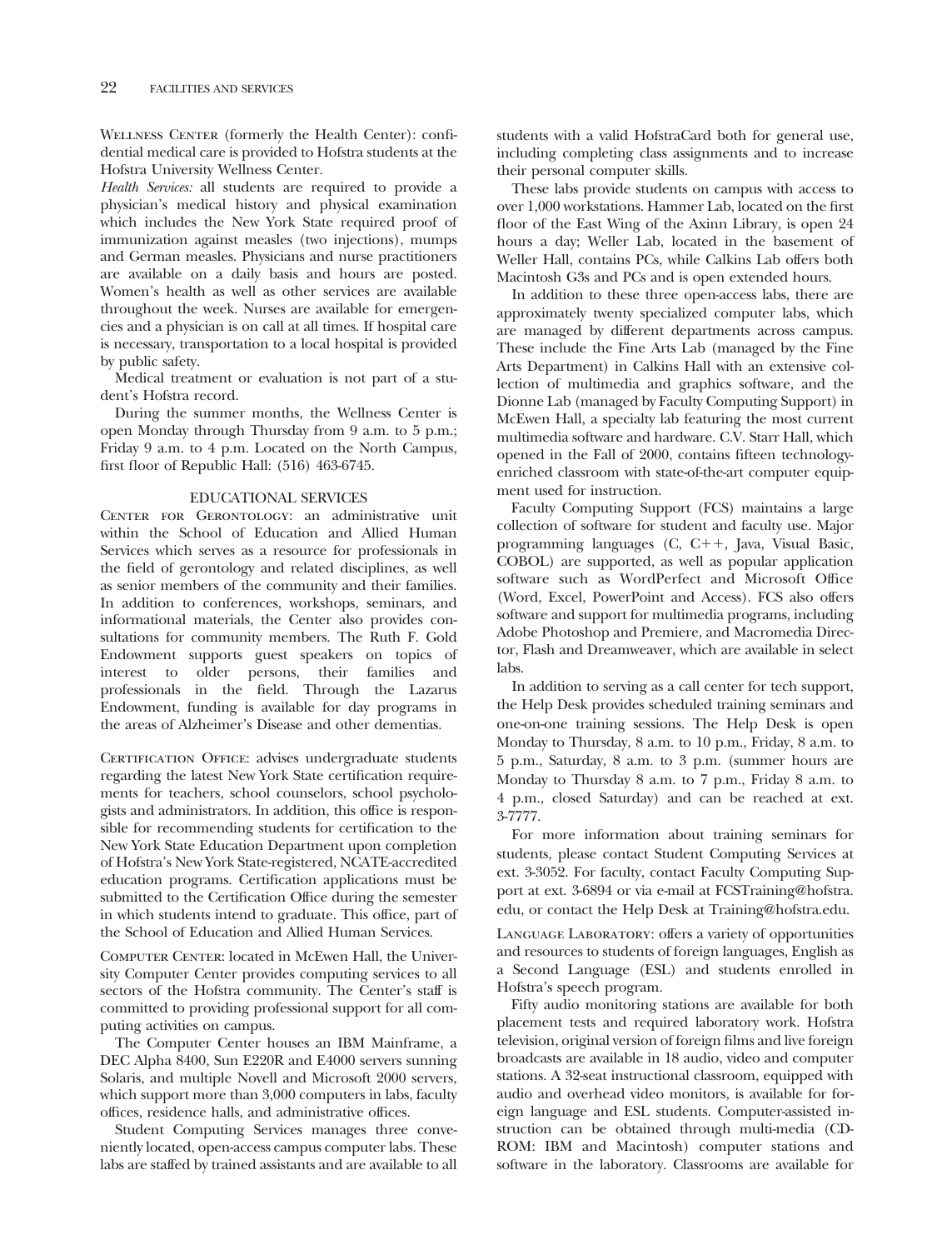**Wellness Center** (formerly the Health Center): confidential medical care is provided to Hofstra students at the Hofstra University Wellness Center.

*Health Services:* all students are required to provide a physician's medical history and physical examination which includes the New York State required proof of immunization against measles (two injections), mumps and German measles. Physicians and nurse practitioners are available on a daily basis and hours are posted. Women's health as well as other services are available throughout the week. Nurses are available for emergencies and a physician is on call at all times. If hospital care is necessary, transportation to a local hospital is provided by public safety.

Medical treatment or evaluation is not part of a student's Hofstra record.

During the summer months, the Wellness Center is open Monday through Thursday from 9 a.m. to 5 p.m.; Friday 9 a.m. to 4 p.m. Located on the North Campus, first floor of Republic Hall: (516) 463-6745.

## EDUCATIONAL SERVICES

**Center for Gerontology**: an administrative unit within the School of Education and Allied Human Services which serves as a resource for professionals in the field of gerontology and related disciplines, as well as senior members of the community and their families. In addition to conferences, workshops, seminars, and informational materials, the Center also provides consultations for community members. The Ruth F. Gold Endowment supports guest speakers on topics of interest to older persons, their families and professionals in the field. Through the Lazarus Endowment, funding is available for day programs in the areas of Alzheimer's Disease and other dementias.

**Certification Office**: advises undergraduate students regarding the latest New York State certification requirements for teachers, school counselors, school psychologists and administrators. In addition, this office is responsible for recommending students for certification to the New York State Education Department upon completion of Hofstra's New York State-registered, NCATE-accredited education programs. Certification applications must be submitted to the Certification Office during the semester in which students intend to graduate. This office, part of the School of Education and Allied Human Services.

**Computer Center**: located in McEwen Hall, the University Computer Center provides computing services to all sectors of the Hofstra community. The Center's staff is committed to providing professional support for all computing activities on campus.

The Computer Center houses an IBM Mainframe, a DEC Alpha 8400, Sun E220R and E4000 servers sunning Solaris, and multiple Novell and Microsoft 2000 servers, which support more than 3,000 computers in labs, faculty offices, residence halls, and administrative offices.

Student Computing Services manages three conveniently located, open-access campus computer labs. These labs are staffed by trained assistants and are available to all students with a valid HofstraCard both for general use, including completing class assignments and to increase their personal computer skills.

These labs provide students on campus with access to over 1,000 workstations. Hammer Lab, located on the first floor of the East Wing of the Axinn Library, is open 24 hours a day; Weller Lab, located in the basement of Weller Hall, contains PCs, while Calkins Lab offers both Macintosh G3s and PCs and is open extended hours.

In addition to these three open-access labs, there are approximately twenty specialized computer labs, which are managed by different departments across campus. These include the Fine Arts Lab (managed by the Fine Arts Department) in Calkins Hall with an extensive collection of multimedia and graphics software, and the Dionne Lab (managed by Faculty Computing Support) in McEwen Hall, a specialty lab featuring the most current multimedia software and hardware. C.V. Starr Hall, which opened in the Fall of 2000, contains fifteen technology-enriched classroom with state-of-the-art computer equipment used for instruction.

Faculty Computing Support (FCS) maintains a large collection of software for student and faculty use. Major programming languages (C, C++, Java, Visual Basic, COBOL) are supported, as well as popular application software such as WordPerfect and Microsoft Office (Word, Excel, PowerPoint and Access). FCS also offers software and support for multimedia programs, including Adobe Photoshop and Premiere, and Macromedia Director, Flash and Dreamweaver, which are available in select labs.

In addition to serving as a call center for tech support, the Help Desk provides scheduled training seminars and one-on-one training sessions. The Help Desk is open Monday to Thursday, 8 a.m. to 10 p.m., Friday, 8 a.m. to 5 p.m., Saturday, 8 a.m. to 3 p.m. (summer hours are Monday to Thursday 8 a.m. to 7 p.m., Friday 8 a.m. to 4 p.m., closed Saturday) and can be reached at ext. 3-7777.

For more information about training seminars for students, please contact Student Computing Services at ext. 3-3052. For faculty, contact Faculty Computing Support at ext. 3-6894 or via e-mail at FCSTraining@hofstra.edu, or contact the Help Desk at Training@hofstra.edu.

**Language Laboratory**: offers a variety of opportunities and resources to students of foreign languages, English as a Second Language (ESL) and students enrolled in Hofstra's speech program.

Fifty audio monitoring stations are available for both placement tests and required laboratory work. Hofstra television, original version of foreign films and live foreign broadcasts are available in 18 audio, video and computer stations. A 32-seat instructional classroom, equipped with audio and overhead video monitors, is available for foreign language and ESL students. Computer-assisted instruction can be obtained through multi-media (CD-ROM: IBM and Macintosh) computer stations and software in the laboratory. Classrooms are available for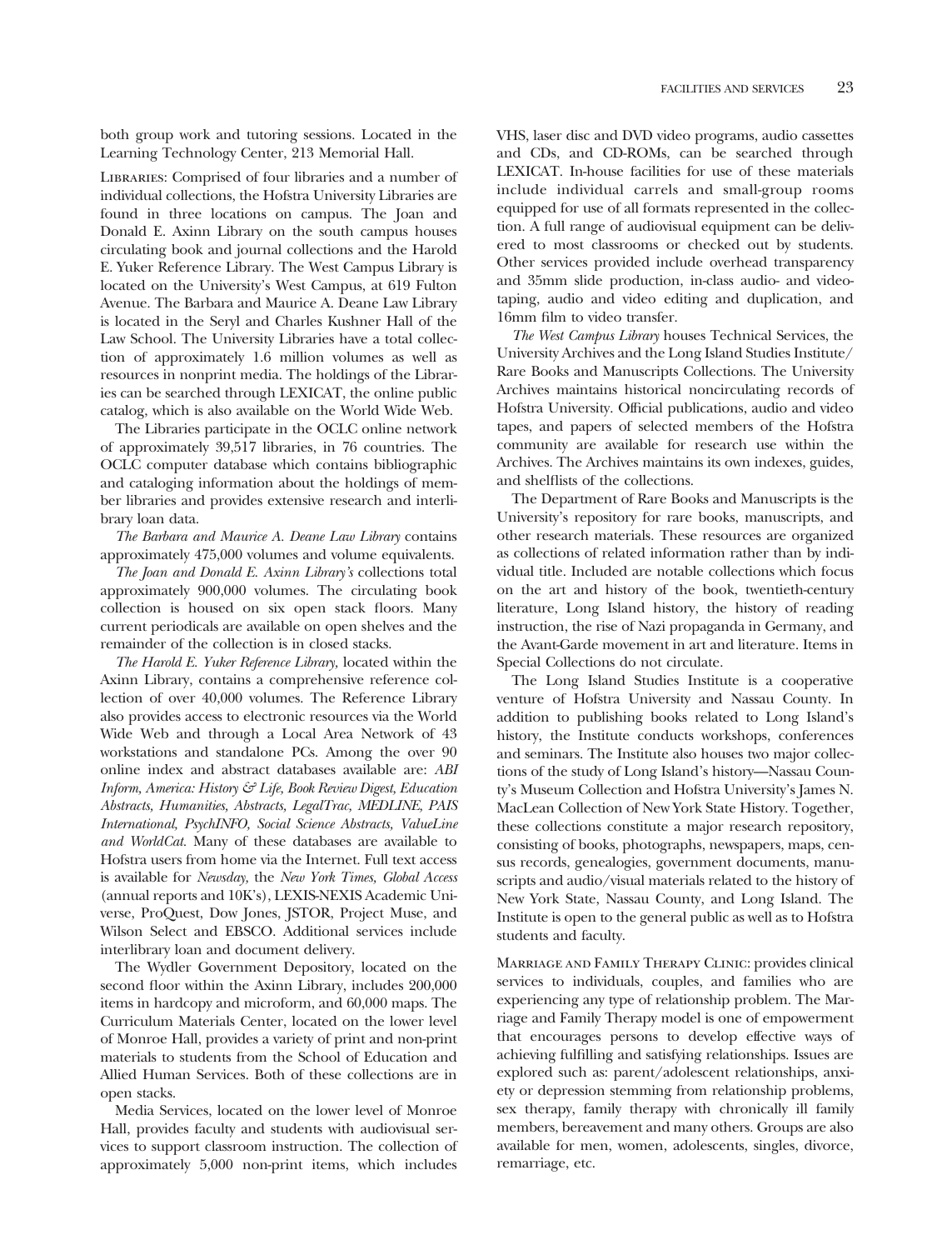both group work and tutoring sessions. Located in the Learning Technology Center, 213 Memorial Hall.

Libraries: Comprised of four libraries and a number of individual collections, the Hofstra University Libraries are found in three locations on campus. The Joan and Donald E. Axinn Library on the south campus houses circulating book and journal collections and the Harold E. Yuker Reference Library. The West Campus Library is located on the University's West Campus, at 619 Fulton Avenue. The Barbara and Maurice A. Deane Law Library is located in the Seryl and Charles Kushner Hall of the Law School. The University Libraries have a total collection of approximately 1.6 million volumes as well as resources in nonprint media. The holdings of the Libraries can be searched through LEXICAT, the online public catalog, which is also available on the World Wide Web.

The Libraries participate in the OCLC online network of approximately 39,517 libraries, in 76 countries. The OCLC computer database which contains bibliographic and cataloging information about the holdings of member libraries and provides extensive research and interlibrary loan data.

*The Barbara and Maurice A. Deane Law Library* contains approximately 475,000 volumes and volume equivalents.

*The Joan and Donald E. Axinn Library's* collections total approximately 900,000 volumes. The circulating book collection is housed on six open stack floors. Many current periodicals are available on open shelves and the remainder of the collection is in closed stacks.

*The Harold E. Yuker Reference Library,* located within the Axinn Library, contains a comprehensive reference collection of over 40,000 volumes. The Reference Library also provides access to electronic resources via the World Wide Web and through a Local Area Network of 43 workstations and standalone PCs. Among the over 90 online index and abstract databases available are: *ABI Inform, America: History & Life, Book Review Digest, Education Abstracts, Humanities, Abstracts, LegalTrac, MEDLINE, PAIS International, PsychINFO, Social Science Abstracts, ValueLine and WorldCat.* Many of these databases are available to Hofstra users from home via the Internet. Full text access is available for *Newsday,* the *New York Times, Global Access* (annual reports and 10K's), LEXIS-NEXIS Academic Universe, ProQuest, Dow Jones, JSTOR, Project Muse, and Wilson Select and EBSCO. Additional services include interlibrary loan and document delivery.

The Wydler Government Depository, located on the second floor within the Axinn Library, includes 200,000 items in hardcopy and microform, and 60,000 maps. The Curriculum Materials Center, located on the lower level of Monroe Hall, provides a variety of print and non-print materials to students from the School of Education and Allied Human Services. Both of these collections are in open stacks.

Media Services, located on the lower level of Monroe Hall, provides faculty and students with audiovisual services to support classroom instruction. The collection of approximately 5,000 non-print items, which includes VHS, laser disc and DVD video programs, audio cassettes and CDs, and CD-ROMs, can be searched through LEXICAT. In-house facilities for use of these materials include individual carrels and small-group rooms equipped for use of all formats represented in the collection. A full range of audiovisual equipment can be delivered to most classrooms or checked out by students. Other services provided include overhead transparency and 35mm slide production, in-class audio- and videotaping, audio and video editing and duplication, and 16mm film to video transfer.

*The West Campus Library* houses Technical Services, the University Archives and the Long Island Studies Institute/Rare Books and Manuscripts Collections. The University Archives maintains historical noncirculating records of Hofstra University. Official publications, audio and video tapes, and papers of selected members of the Hofstra community are available for research use within the Archives. The Archives maintains its own indexes, guides, and shelflists of the collections.

The Department of Rare Books and Manuscripts is the University's repository for rare books, manuscripts, and other research materials. These resources are organized as collections of related information rather than by individual title. Included are notable collections which focus on the art and history of the book, twentieth-century literature, Long Island history, the history of reading instruction, the rise of Nazi propaganda in Germany, and the Avant-Garde movement in art and literature. Items in Special Collections do not circulate.

The Long Island Studies Institute is a cooperative venture of Hofstra University and Nassau County. In addition to publishing books related to Long Island's history, the Institute conducts workshops, conferences and seminars. The Institute also houses two major collections of the study of Long Island's history—Nassau County's Museum Collection and Hofstra University's James N. MacLean Collection of New York State History. Together, these collections constitute a major research repository, consisting of books, photographs, newspapers, maps, census records, genealogies, government documents, manuscripts and audio/visual materials related to the history of New York State, Nassau County, and Long Island. The Institute is open to the general public as well as to Hofstra students and faculty.

Marriage and Family Therapy Clinic: provides clinical services to individuals, couples, and families who are experiencing any type of relationship problem. The Marriage and Family Therapy model is one of empowerment that encourages persons to develop effective ways of achieving fulfilling and satisfying relationships. Issues are explored such as: parent/adolescent relationships, anxiety or depression stemming from relationship problems, sex therapy, family therapy with chronically ill family members, bereavement and many others. Groups are also available for men, women, adolescents, singles, divorce, remarriage, etc.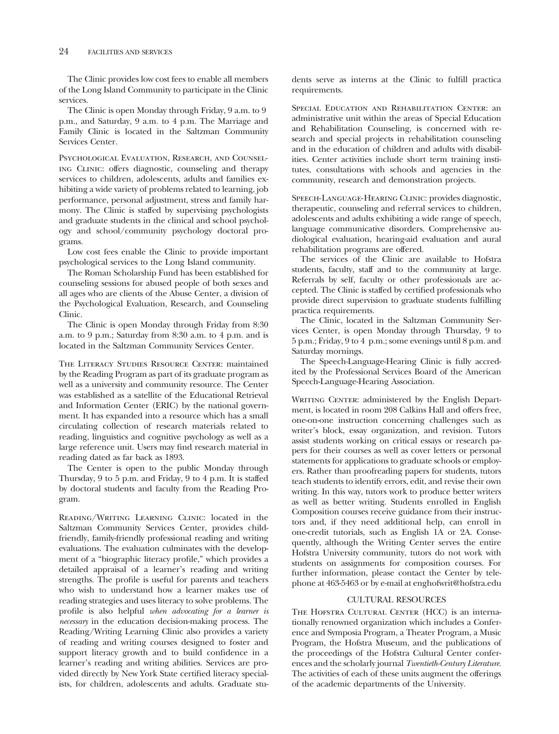The Clinic provides low cost fees to enable all members of the Long Island Community to participate in the Clinic services.

The Clinic is open Monday through Friday, 9 a.m. to 9 p.m., and Saturday, 9 a.m. to 4 p.m. The Marriage and Family Clinic is located in the Saltzman Community Services Center.

Psychological Evaluation, Research, and Counseling Clinic: offers diagnostic, counseling and therapy services to children, adolescents, adults and families exhibiting a wide variety of problems related to learning, job performance, personal adjustment, stress and family harmony. The Clinic is staffed by supervising psychologists and graduate students in the clinical and school psychology and school/community psychology doctoral programs.

Low cost fees enable the Clinic to provide important psychological services to the Long Island community.

The Roman Scholarship Fund has been established for counseling sessions for abused people of both sexes and all ages who are clients of the Abuse Center, a division of the Psychological Evaluation, Research, and Counseling Clinic.

The Clinic is open Monday through Friday from 8:30 a.m. to 9 p.m.; Saturday from 8:30 a.m. to 4 p.m. and is located in the Saltzman Community Services Center.

The Literacy Studies Resource Center: maintained by the Reading Program as part of its graduate program as well as a university and community resource. The Center was established as a satellite of the Educational Retrieval and Information Center (ERIC) by the national government. It has expanded into a resource which has a small circulating collection of research materials related to reading, linguistics and cognitive psychology as well as a large reference unit. Users may find research material in reading dated as far back as 1893.

The Center is open to the public Monday through Thursday, 9 to 5 p.m. and Friday, 9 to 4 p.m. It is staffed by doctoral students and faculty from the Reading Program.

Reading/Writing Learning Clinic: located in the Saltzman Community Services Center, provides child-friendly, family-friendly professional reading and writing evaluations. The evaluation culminates with the development of a "biographic literacy profile," which provides a detailed appraisal of a learner's reading and writing strengths. The profile is useful for parents and teachers who wish to understand how a learner makes use of reading strategies and uses literacy to solve problems. The profile is also helpful *when advocating for a learner is necessary* in the education decision-making process. The Reading/Writing Learning Clinic also provides a variety of reading and writing courses designed to foster and support literacy growth and to build confidence in a learner's reading and writing abilities. Services are provided directly by New York State certified literacy specialists, for children, adolescents and adults. Graduate students serve as interns at the Clinic to fulfill practica requirements.

Special Education and Rehabilitation Center: an administrative unit within the areas of Special Education and Rehabilitation Counseling, is concerned with research and special projects in rehabilitation counseling and in the education of children and adults with disabilities. Center activities include short term training institutes, consultations with schools and agencies in the community, research and demonstration projects.

Speech-Language-Hearing Clinic: provides diagnostic, therapeutic, counseling and referral services to children, adolescents and adults exhibiting a wide range of speech, language communicative disorders. Comprehensive audiological evaluation, hearing-aid evaluation and aural rehabilitation programs are offered.

The services of the Clinic are available to Hofstra students, faculty, staff and to the community at large. Referrals by self, faculty or other professionals are accepted. The Clinic is staffed by certified professionals who provide direct supervision to graduate students fulfilling practica requirements.

The Clinic, located in the Saltzman Community Services Center, is open Monday through Thursday, 9 to 5 p.m.; Friday, 9 to 4 p.m.; some evenings until 8 p.m. and Saturday mornings.

The Speech-Language-Hearing Clinic is fully accredited by the Professional Services Board of the American Speech-Language-Hearing Association.

Writing Center: administered by the English Department, is located in room 208 Calkins Hall and offers free, one-on-one instruction concerning challenges such as writer's block, essay organization, and revision. Tutors assist students working on critical essays or research papers for their courses as well as cover letters or personal statements for applications to graduate schools or employers. Rather than proofreading papers for students, tutors teach students to identify errors, edit, and revise their own writing. In this way, tutors work to produce better writers as well as better writing. Students enrolled in English Composition courses receive guidance from their instructors and, if they need additional help, can enroll in one-credit tutorials, such as English 1A or 2A. Consequently, although the Writing Center serves the entire Hofstra University community, tutors do not work with students on assignments for composition courses. For further information, please contact the Center by telephone at 463-5463 or by e-mail at enghofwrit@hofstra.edu

## CULTURAL RESOURCES

The Hofstra Cultural Center (HCC) is an internationally renowned organization which includes a Conference and Symposia Program, a Theater Program, a Music Program, the Hofstra Museum, and the publications of the proceedings of the Hofstra Cultural Center conferences and the scholarly journal *Twentieth-Century Literature*. The activities of each of these units augment the offerings of the academic departments of the University.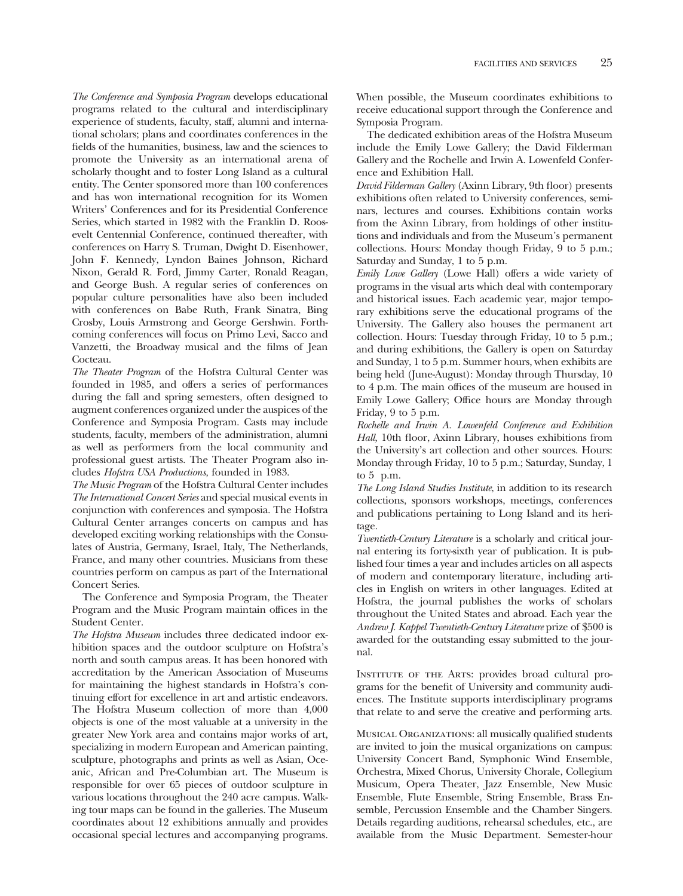*The Conference and Symposia Program* develops educational programs related to the cultural and interdisciplinary experience of students, faculty, staff, alumni and international scholars; plans and coordinates conferences in the fields of the humanities, business, law and the sciences to promote the University as an international arena of scholarly thought and to foster Long Island as a cultural entity. The Center sponsored more than 100 conferences and has won international recognition for its Women Writers' Conferences and for its Presidential Conference Series, which started in 1982 with the Franklin D. Roosevelt Centennial Conference, continued thereafter, with conferences on Harry S. Truman, Dwight D. Eisenhower, John F. Kennedy, Lyndon Baines Johnson, Richard Nixon, Gerald R. Ford, Jimmy Carter, Ronald Reagan, and George Bush. A regular series of conferences on popular culture personalities have also been included with conferences on Babe Ruth, Frank Sinatra, Bing Crosby, Louis Armstrong and George Gershwin. Forthcoming conferences will focus on Primo Levi, Sacco and Vanzetti, the Broadway musical and the films of Jean Cocteau.

*The Theater Program* of the Hofstra Cultural Center was founded in 1985, and offers a series of performances during the fall and spring semesters, often designed to augment conferences organized under the auspices of the Conference and Symposia Program. Casts may include students, faculty, members of the administration, alumni as well as performers from the local community and professional guest artists. The Theater Program also includes *Hofstra USA Productions,* founded in 1983.

*The Music Program* of the Hofstra Cultural Center includes *The International Concert Series* and special musical events in conjunction with conferences and symposia. The Hofstra Cultural Center arranges concerts on campus and has developed exciting working relationships with the Consulates of Austria, Germany, Israel, Italy, The Netherlands, France, and many other countries. Musicians from these countries perform on campus as part of the International Concert Series.

The Conference and Symposia Program, the Theater Program and the Music Program maintain offices in the Student Center.

*The Hofstra Museum* includes three dedicated indoor exhibition spaces and the outdoor sculpture on Hofstra's north and south campus areas. It has been honored with accreditation by the American Association of Museums for maintaining the highest standards in Hofstra's continuing effort for excellence in art and artistic endeavors. The Hofstra Museum collection of more than 4,000 objects is one of the most valuable at a university in the greater New York area and contains major works of art, specializing in modern European and American painting, sculpture, photographs and prints as well as Asian, Oceanic, African and Pre-Columbian art. The Museum is responsible for over 65 pieces of outdoor sculpture in various locations throughout the 240 acre campus. Walking tour maps can be found in the galleries. The Museum coordinates about 12 exhibitions annually and provides occasional special lectures and accompanying programs. When possible, the Museum coordinates exhibitions to receive educational support through the Conference and Symposia Program.

The dedicated exhibition areas of the Hofstra Museum include the Emily Lowe Gallery; the David Filderman Gallery and the Rochelle and Irwin A. Lowenfeld Conference and Exhibition Hall.

*David Filderman Gallery* (Axinn Library, 9th floor) presents exhibitions often related to University conferences, seminars, lectures and courses. Exhibitions contain works from the Axinn Library, from holdings of other institutions and individuals and from the Museum's permanent collections. Hours: Monday though Friday, 9 to 5 p.m.; Saturday and Sunday, 1 to 5 p.m.

*Emily Lowe Gallery* (Lowe Hall) offers a wide variety of programs in the visual arts which deal with contemporary and historical issues. Each academic year, major temporary exhibitions serve the educational programs of the University. The Gallery also houses the permanent art collection. Hours: Tuesday through Friday, 10 to 5 p.m.; and during exhibitions, the Gallery is open on Saturday and Sunday, 1 to 5 p.m. Summer hours, when exhibits are being held (June-August): Monday through Thursday, 10 to 4 p.m. The main offices of the museum are housed in Emily Lowe Gallery; Office hours are Monday through Friday, 9 to 5 p.m.

*Rochelle and Irwin A. Lowenfeld Conference and Exhibition Hall,* 10th floor, Axinn Library, houses exhibitions from the University's art collection and other sources. Hours: Monday through Friday, 10 to 5 p.m.; Saturday, Sunday, 1 to 5 p.m.

*The Long Island Studies Institute,* in addition to its research collections, sponsors workshops, meetings, conferences and publications pertaining to Long Island and its heritage.

*Twentieth-Century Literature* is a scholarly and critical journal entering its forty-sixth year of publication. It is published four times a year and includes articles on all aspects of modern and contemporary literature, including articles in English on writers in other languages. Edited at Hofstra, the journal publishes the works of scholars throughout the United States and abroad. Each year the *Andrew J. Kappel Twentieth-Century Literature* prize of $500 is awarded for the outstanding essay submitted to the journal.

Institute of the Arts: provides broad cultural programs for the benefit of University and community audiences. The Institute supports interdisciplinary programs that relate to and serve the creative and performing arts.

Musical Organizations: all musically qualified students are invited to join the musical organizations on campus: University Concert Band, Symphonic Wind Ensemble, Orchestra, Mixed Chorus, University Chorale, Collegium Musicum, Opera Theater, Jazz Ensemble, New Music Ensemble, Flute Ensemble, String Ensemble, Brass Ensemble, Percussion Ensemble and the Chamber Singers. Details regarding auditions, rehearsal schedules, etc., are available from the Music Department. Semester-hour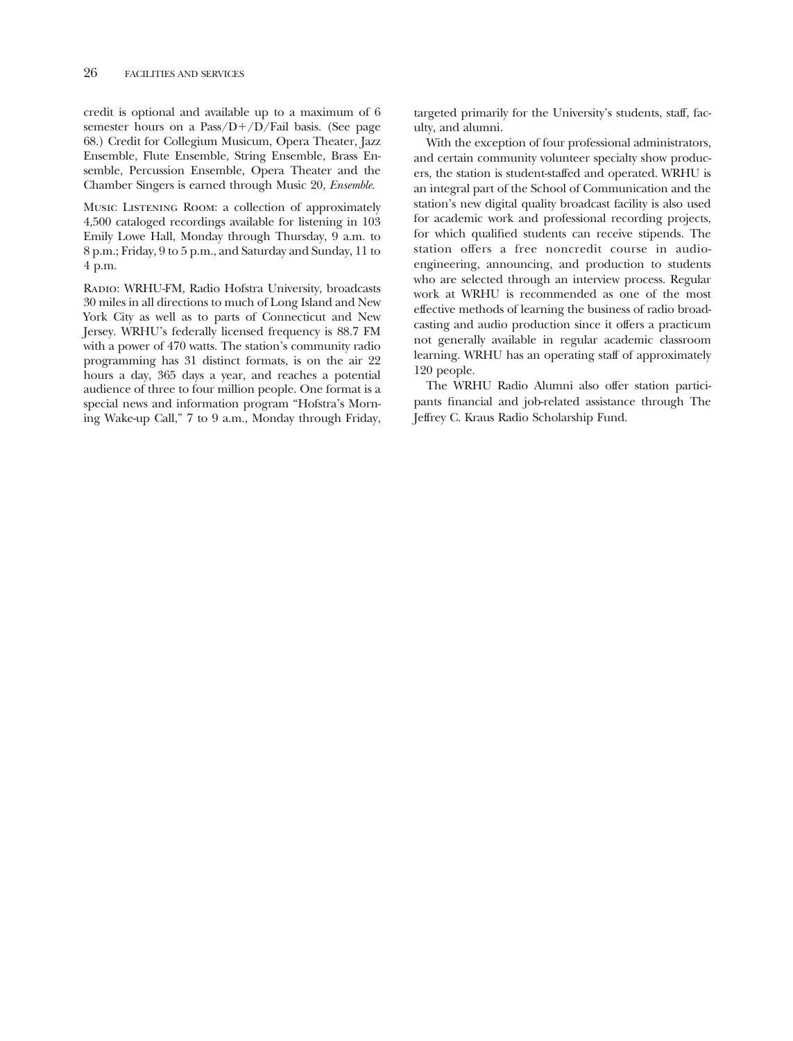credit is optional and available up to a maximum of 6 semester hours on a Pass/D+/D/Fail basis. (See page 68.) Credit for Collegium Musicum, Opera Theater, Jazz Ensemble, Flute Ensemble, String Ensemble, Brass Ensemble, Percussion Ensemble, Opera Theater and the Chamber Singers is earned through Music 20, *Ensemble.*

Music Listening Room: a collection of approximately 4,500 cataloged recordings available for listening in 103 Emily Lowe Hall, Monday through Thursday, 9 a.m. to 8 p.m.; Friday, 9 to 5 p.m., and Saturday and Sunday, 11 to 4 p.m.

Radio: WRHU-FM, Radio Hofstra University, broadcasts 30 miles in all directions to much of Long Island and New York City as well as to parts of Connecticut and New Jersey. WRHU's federally licensed frequency is 88.7 FM with a power of 470 watts. The station's community radio programming has 31 distinct formats, is on the air 22 hours a day, 365 days a year, and reaches a potential audience of three to four million people. One format is a special news and information program "Hofstra's Morning Wake-up Call," 7 to 9 a.m., Monday through Friday, targeted primarily for the University's students, staff, faculty, and alumni.

With the exception of four professional administrators, and certain community volunteer specialty show producers, the station is student-staffed and operated. WRHU is an integral part of the School of Communication and the station's new digital quality broadcast facility is also used for academic work and professional recording projects, for which qualified students can receive stipends. The station offers a free noncredit course in audio-engineering, announcing, and production to students who are selected through an interview process. Regular work at WRHU is recommended as one of the most effective methods of learning the business of radio broadcasting and audio production since it offers a practicum not generally available in regular academic classroom learning. WRHU has an operating staff of approximately 120 people.

The WRHU Radio Alumni also offer station participants financial and job-related assistance through The Jeffrey C. Kraus Radio Scholarship Fund.